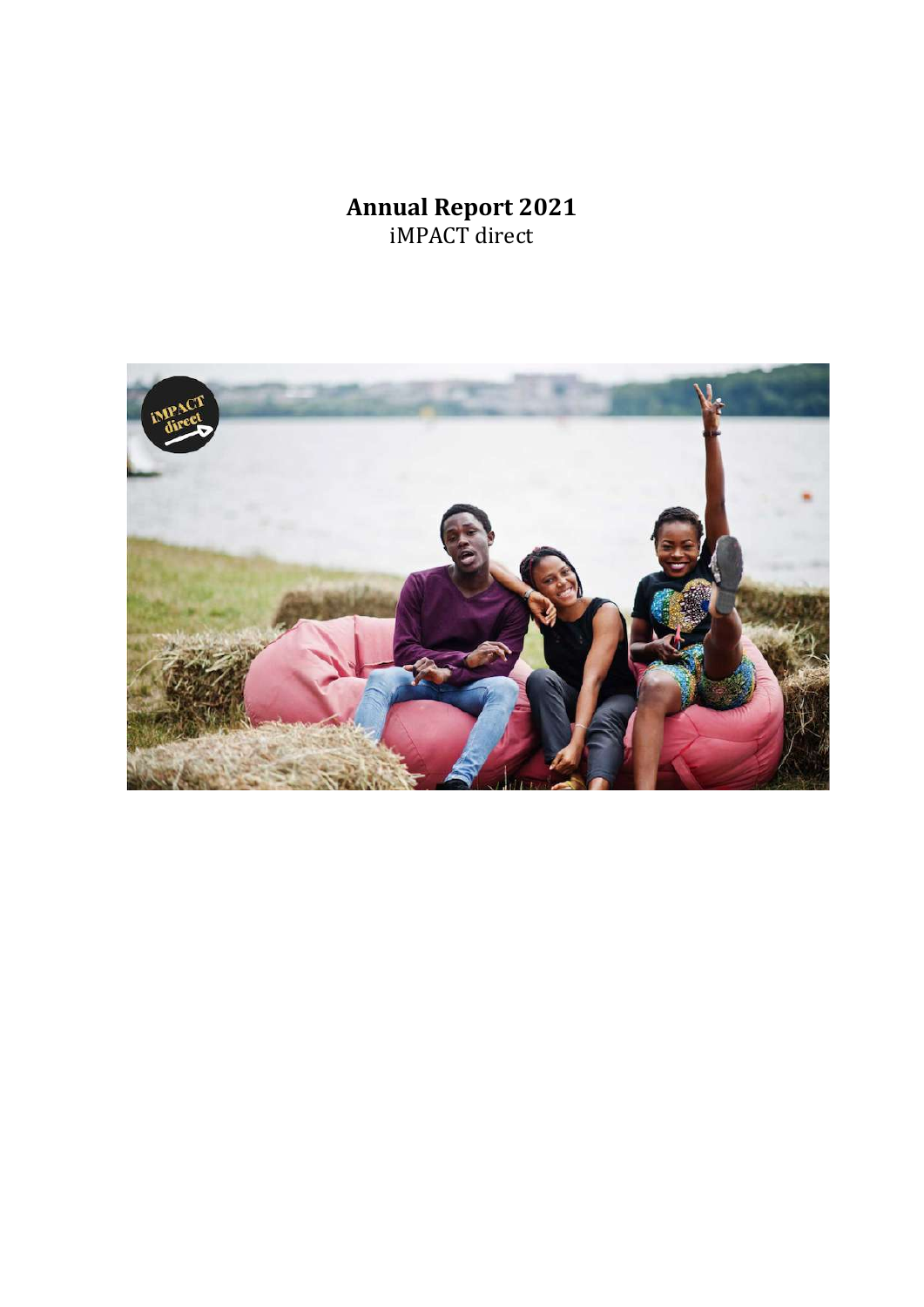# Annual Report 2021

iMPACT direct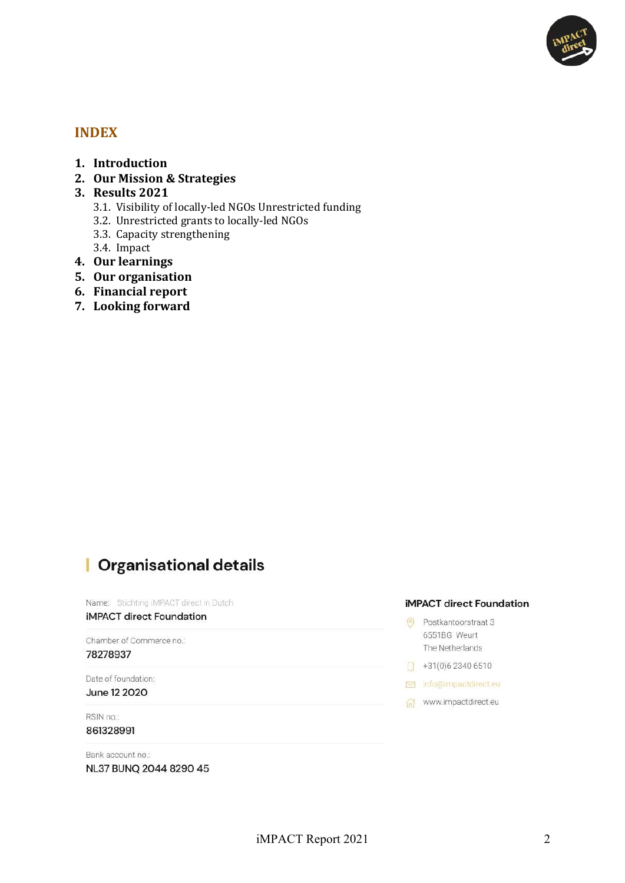## INDEX

1. **Introduction**
2. **Our Mission & Strategies**
3. **Results 2021**
   3.1. Visibility of locally-led NGOs Unrestricted funding
   3.2. Unrestricted grants to locally-led NGOs
   3.3. Capacity strengthening
   3.4. Impact
4. **Our learnings**
5. **Our organisation**
6. **Financial report**
7. **Looking forward**

## Organisational details

Name: Stichting iMPACT direct in Dutch
**iMPACT direct Foundation**

Chamber of Commerce no.:
**78278937**

Date of foundation:
**June 12 2020**

RSIN no.:
**861328991**

Bank account no.:
**NL37 BUNQ 2044 8290 45**

**iMPACT direct Foundation**

Postkantoorstraat 3
6551BG Weurt
The Netherlands

+31(0)6 2340 6510

info@impactdirect.eu

www.impactdirect.eu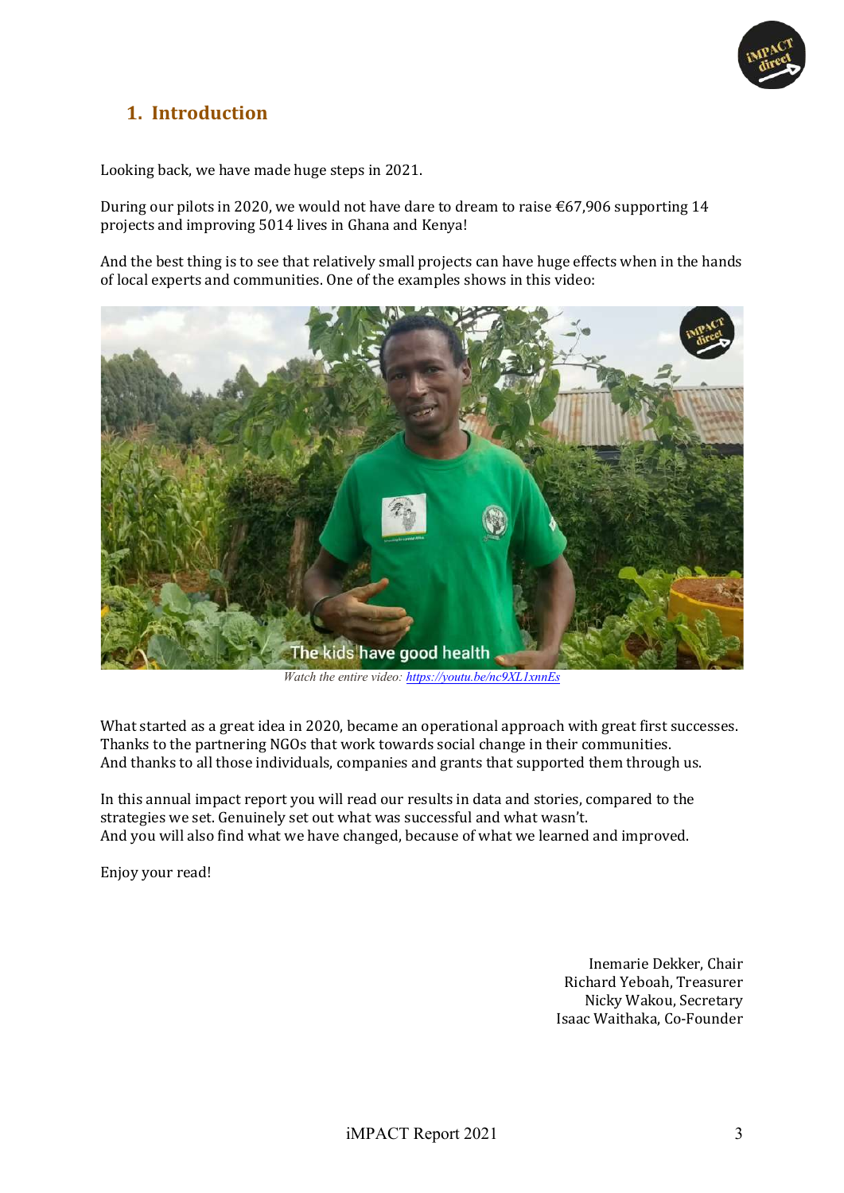## 1. Introduction

Looking back, we have made huge steps in 2021.

During our pilots in 2020, we would not have dare to dream to raise €67,906 supporting 14 projects and improving 5014 lives in Ghana and Kenya!

And the best thing is to see that relatively small projects can have huge effects when in the hands of local experts and communities. One of the examples shows in this video:

*Watch the entire video: [https://youtu.be/nc9XL1xnnEs](https://youtu.be/nc9XL1xnnEs)*

What started as a great idea in 2020, became an operational approach with great first successes. Thanks to the partnering NGOs that work towards social change in their communities. And thanks to all those individuals, companies and grants that supported them through us.

In this annual impact report you will read our results in data and stories, compared to the strategies we set. Genuinely set out what was successful and what wasn't. And you will also find what we have changed, because of what we learned and improved.

Enjoy your read!

Inemarie Dekker, Chair
Richard Yeboah, Treasurer
Nicky Wakou, Secretary
Isaac Waithaka, Co-Founder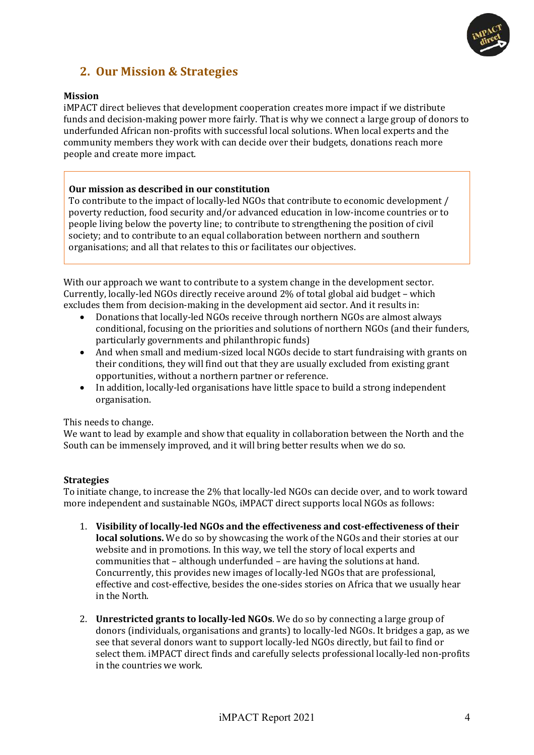## 2. Our Mission & Strategies

**Mission**

iMPACT direct believes that development cooperation creates more impact if we distribute funds and decision-making power more fairly. That is why we connect a large group of donors to underfunded African non-profits with successful local solutions. When local experts and the community members they work with can decide over their budgets, donations reach more people and create more impact.

> **Our mission as described in our constitution**
> To contribute to the impact of locally-led NGOs that contribute to economic development / poverty reduction, food security and/or advanced education in low-income countries or to people living below the poverty line; to contribute to strengthening the position of civil society; and to contribute to an equal collaboration between northern and southern organisations; and all that relates to this or facilitates our objectives.

With our approach we want to contribute to a system change in the development sector. Currently, locally-led NGOs directly receive around 2% of total global aid budget – which excludes them from decision-making in the development aid sector. And it results in:

- Donations that locally-led NGOs receive through northern NGOs are almost always conditional, focusing on the priorities and solutions of northern NGOs (and their funders, particularly governments and philanthropic funds)
- And when small and medium-sized local NGOs decide to start fundraising with grants on their conditions, they will find out that they are usually excluded from existing grant opportunities, without a northern partner or reference.
- In addition, locally-led organisations have little space to build a strong independent organisation.

This needs to change.
We want to lead by example and show that equality in collaboration between the North and the South can be immensely improved, and it will bring better results when we do so.

**Strategies**

To initiate change, to increase the 2% that locally-led NGOs can decide over, and to work toward more independent and sustainable NGOs, iMPACT direct supports local NGOs as follows:

1. **Visibility of locally-led NGOs and the effectiveness and cost-effectiveness of their local solutions.** We do so by showcasing the work of the NGOs and their stories at our website and in promotions. In this way, we tell the story of local experts and communities that – although underfunded – are having the solutions at hand. Concurrently, this provides new images of locally-led NGOs that are professional, effective and cost-effective, besides the one-sides stories on Africa that we usually hear in the North.

2. **Unrestricted grants to locally-led NGOs**. We do so by connecting a large group of donors (individuals, organisations and grants) to locally-led NGOs. It bridges a gap, as we see that several donors want to support locally-led NGOs directly, but fail to find or select them. iMPACT direct finds and carefully selects professional locally-led non-profits in the countries we work.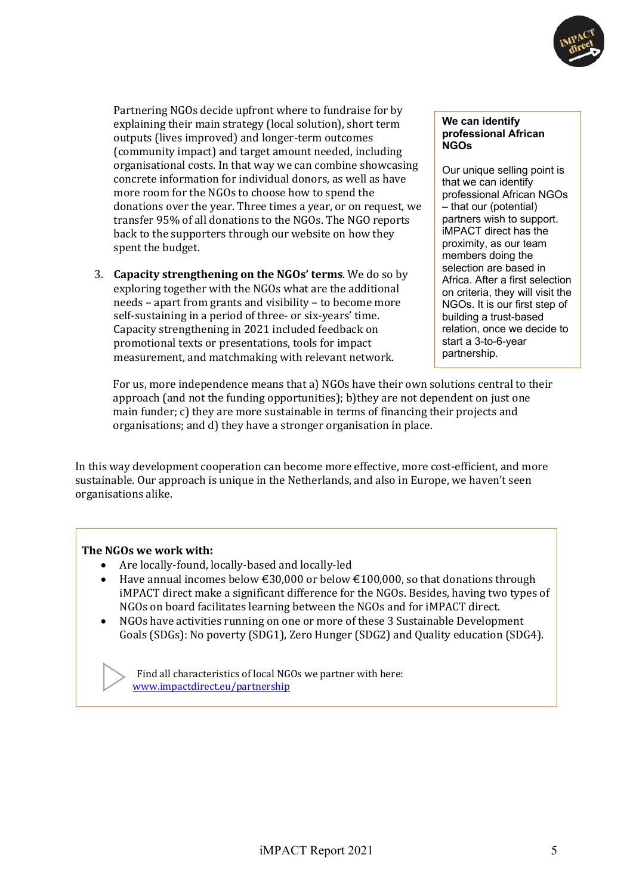Partnering NGOs decide upfront where to fundraise for by explaining their main strategy (local solution), short term outputs (lives improved) and longer-term outcomes (community impact) and target amount needed, including organisational costs. In that way we can combine showcasing concrete information for individual donors, as well as have more room for the NGOs to choose how to spend the donations over the year. Three times a year, or on request, we transfer 95% of all donations to the NGOs. The NGO reports back to the supporters through our website on how they spent the budget.

3. **Capacity strengthening on the NGOs' terms**. We do so by exploring together with the NGOs what are the additional needs – apart from grants and visibility – to become more self-sustaining in a period of three- or six-years' time. Capacity strengthening in 2021 included feedback on promotional texts or presentations, tools for impact measurement, and matchmaking with relevant network.

> **We can identify professional African NGOs**
>
> Our unique selling point is that we can identify professional African NGOs – that our (potential) partners wish to support. iMPACT direct has the proximity, as our team members doing the selection are based in Africa. After a first selection on criteria, they will visit the NGOs. It is our first step of building a trust-based relation, once we decide to start a 3-to-6-year partnership.

For us, more independence means that a) NGOs have their own solutions central to their approach (and not the funding opportunities); b)they are not dependent on just one main funder; c) they are more sustainable in terms of financing their projects and organisations; and d) they have a stronger organisation in place.

In this way development cooperation can become more effective, more cost-efficient, and more sustainable. Our approach is unique in the Netherlands, and also in Europe, we haven't seen organisations alike.

**The NGOs we work with:**

- Are locally-found, locally-based and locally-led
- Have annual incomes below €30,000 or below €100,000, so that donations through iMPACT direct make a significant difference for the NGOs. Besides, having two types of NGOs on board facilitates learning between the NGOs and for iMPACT direct.
- NGOs have activities running on one or more of these 3 Sustainable Development Goals (SDGs): No poverty (SDG1), Zero Hunger (SDG2) and Quality education (SDG4).

Find all characteristics of local NGOs we partner with here: [www.impactdirect.eu/partnership](http://www.impactdirect.eu/partnership)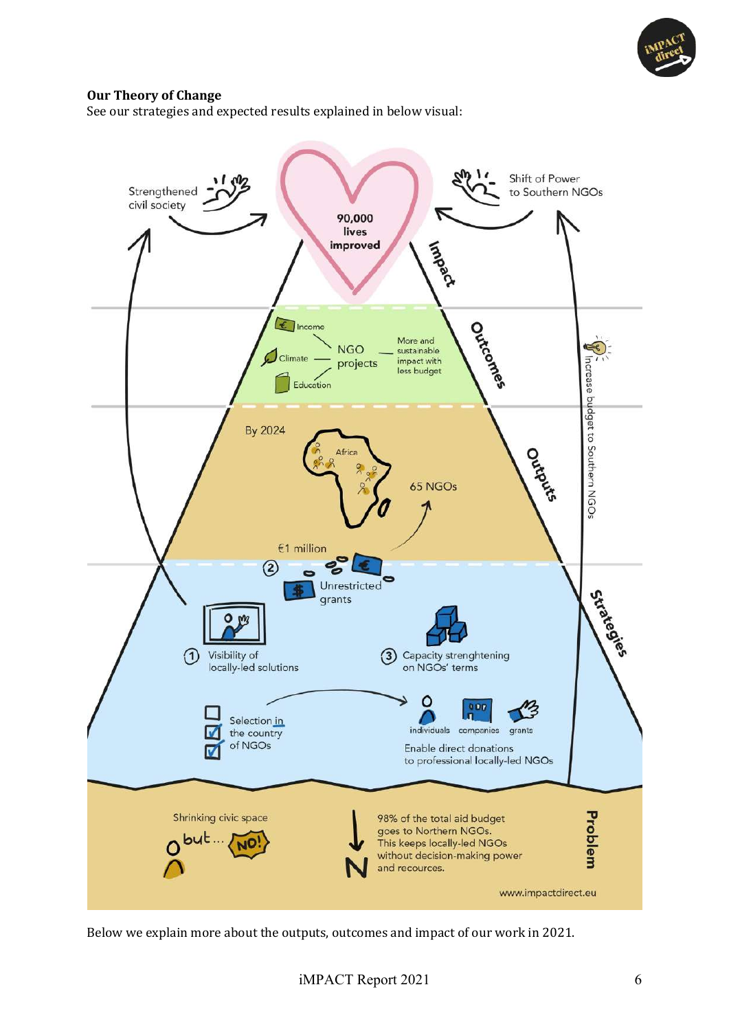**Our Theory of Change**

See our strategies and expected results explained in below visual:

Strengthened civil society

90,000 lives improved

Shift of Power to Southern NGOs

Impact

Income

Climate

Education

NGO projects

More and sustainable impact with less budget

Outcomes

Increase budget to Southern NGOs

By 2024

Africa

65 NGOs

Outputs

€1 million

② Unrestricted grants

Strategies

① Visibility of locally-led solutions

③ Capacity strenghtening on NGOs' terms

Selection in the country of NGOs

individuals companies grants

Enable direct donations to professional locally-led NGOs

Shrinking civic space

but... NO!

98% of the total aid budget goes to Northern NGOs. This keeps locally-led NGOs without decision-making power and recources.

Problem

www.impactdirect.eu

Below we explain more about the outputs, outcomes and impact of our work in 2021.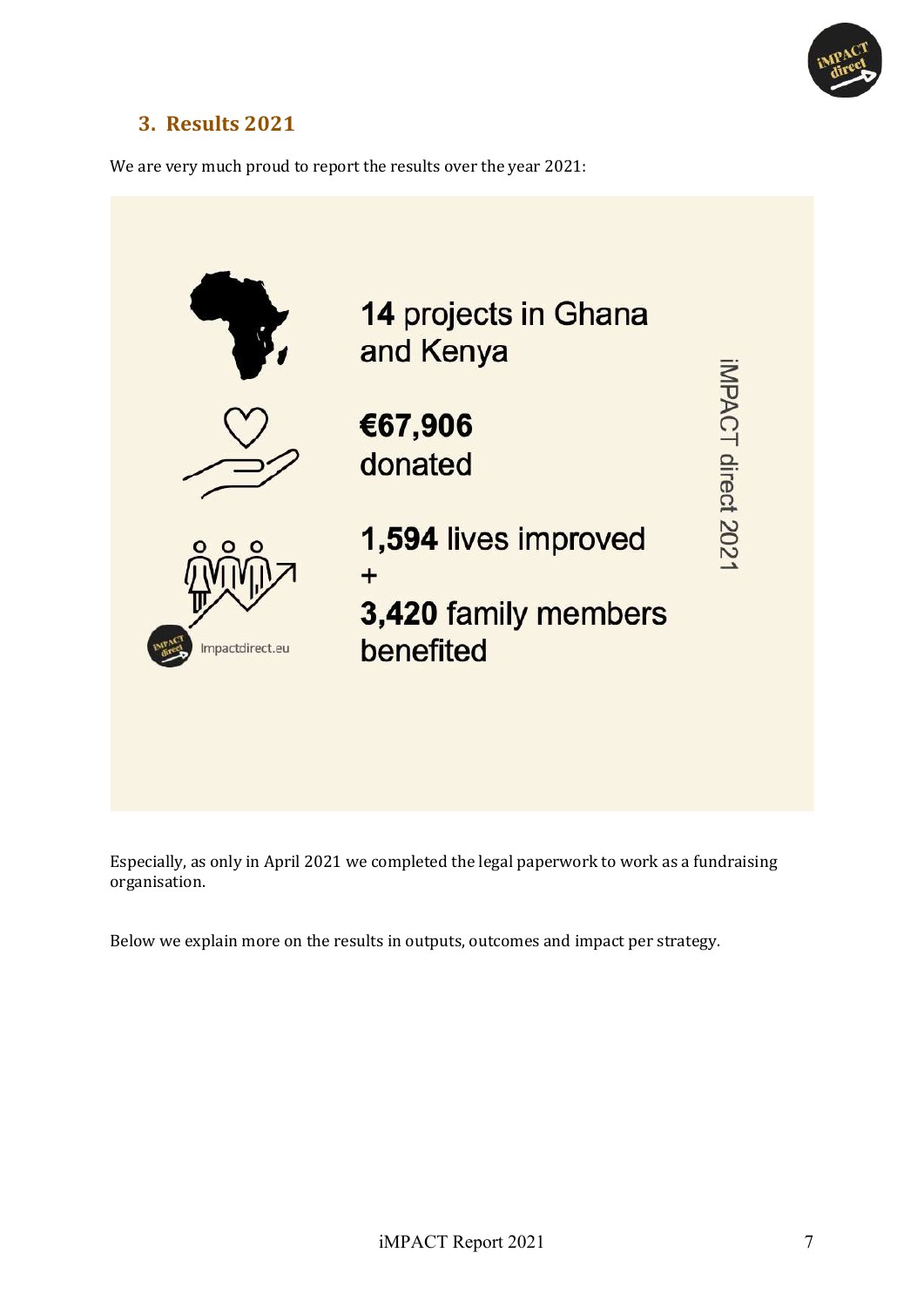## 3. Results 2021

We are very much proud to report the results over the year 2021:

**14** projects in Ghana and Kenya

**€67,906** donated

**1,594** lives improved
+
**3,420** family members benefited

iMPACT direct 2021

Impactdirect.eu

Especially, as only in April 2021 we completed the legal paperwork to work as a fundraising organisation.

Below we explain more on the results in outputs, outcomes and impact per strategy.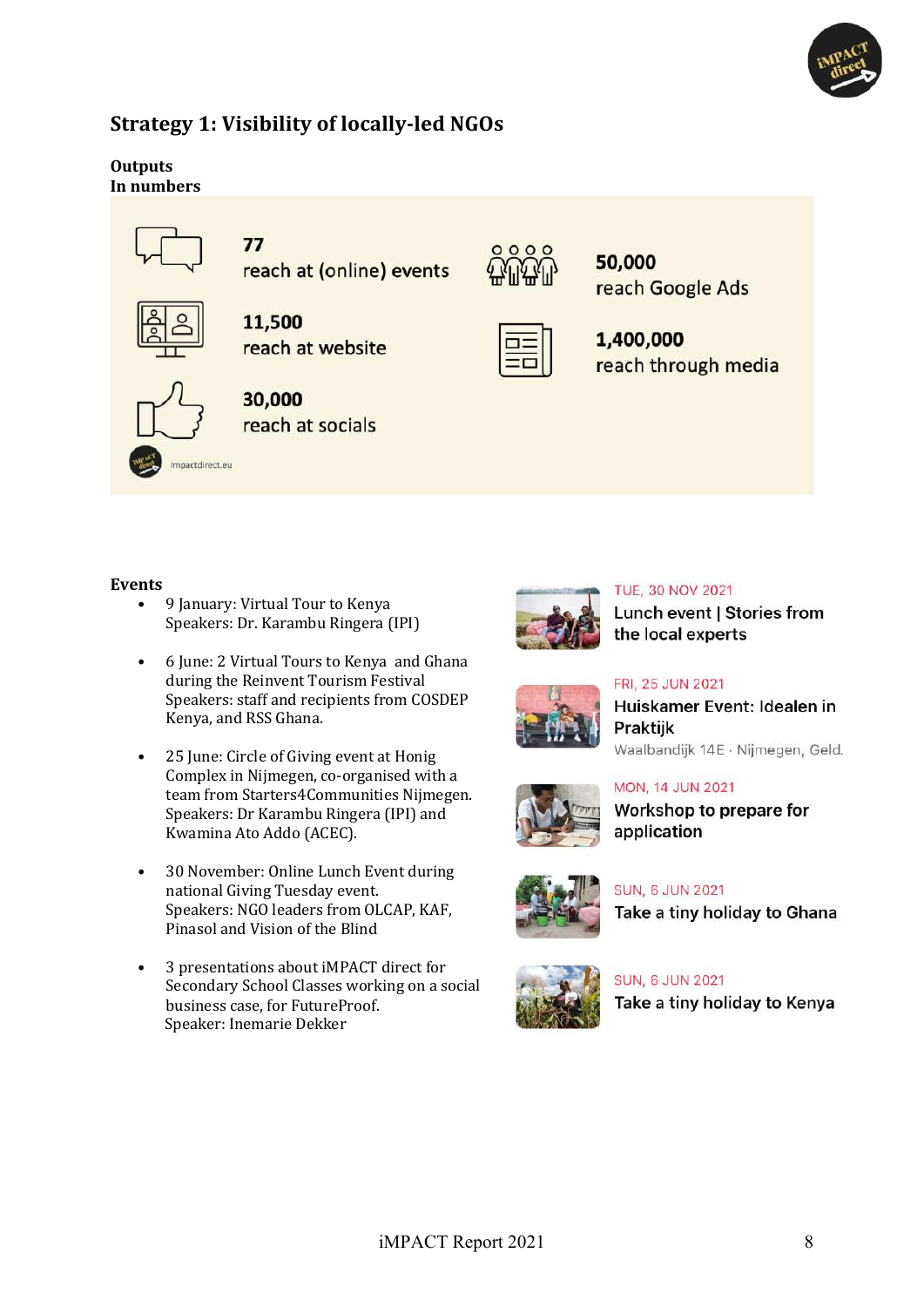## Strategy 1: Visibility of locally-led NGOs

**Outputs**
**In numbers**

**77**
reach at (online) events

**11,500**
reach at website

**30,000**
reach at socials

**50,000**
reach Google Ads

**1,400,000**
reach through media

impactdirect.eu

**Events**

- 9 January: Virtual Tour to Kenya
  Speakers: Dr. Karambu Ringera (IPI)
- 6 June: 2 Virtual Tours to Kenya and Ghana during the Reinvent Tourism Festival
  Speakers: staff and recipients from COSDEP Kenya, and RSS Ghana.
- 25 June: Circle of Giving event at Honig Complex in Nijmegen, co-organised with a team from Starters4Communities Nijmegen.
  Speakers: Dr Karambu Ringera (IPI) and Kwamina Ato Addo (ACEC).
- 30 November: Online Lunch Event during national Giving Tuesday event.
  Speakers: NGO leaders from OLCAP, KAF, Pinasol and Vision of the Blind
- 3 presentations about iMPACT direct for Secondary School Classes working on a social business case, for FutureProof.
  Speaker: Inemarie Dekker

TUE, 30 NOV 2021
**Lunch event | Stories from the local experts**

FRI, 25 JUN 2021
**Huiskamer Event: Idealen in Praktijk**
Waalbandijk 14E · Nijmegen, Geld.

MON, 14 JUN 2021
**Workshop to prepare for application**

SUN, 6 JUN 2021
**Take a tiny holiday to Ghana**

SUN, 6 JUN 2021
**Take a tiny holiday to Kenya**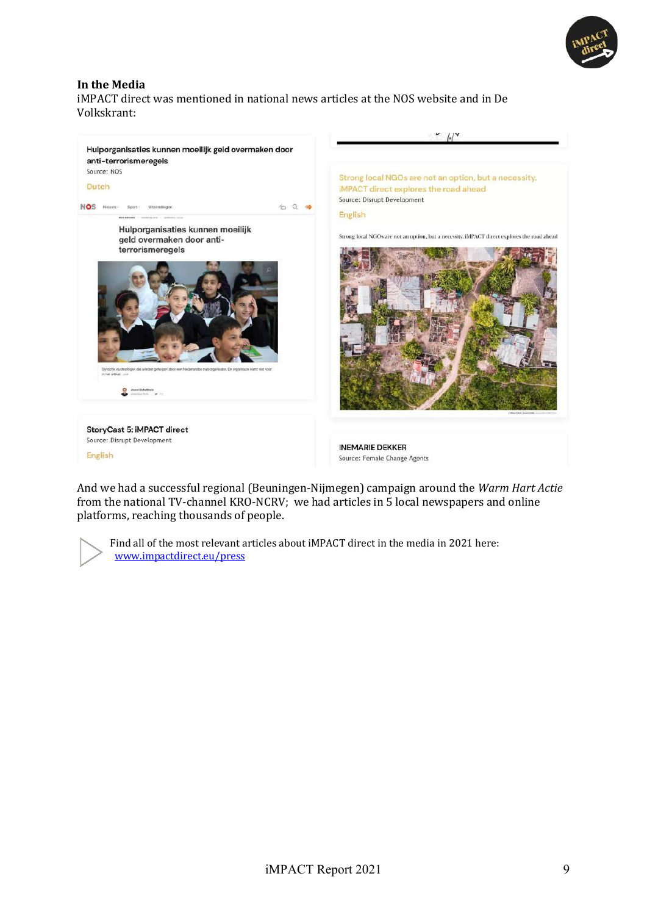## In the Media

iMPACT direct was mentioned in national news articles at the NOS website and in De Volkskrant:

Hulporganisaties kunnen moeilijk geld overmaken door anti-terrorismeregels
Source: NOS
Dutch

Strong local NGOs are not an option, but a necessity. iMPACT direct explores the road ahead
Source: Disrupt Development
English

StoryCast 5: iMPACT direct
Source: Disrupt Development
English

INEMARIE DEKKER
Source: Female Change Agents

And we had a successful regional (Beuningen-Nijmegen) campaign around the *Warm Hart Actie* from the national TV-channel KRO-NCRV; we had articles in 5 local newspapers and online platforms, reaching thousands of people.

Find all of the most relevant articles about iMPACT direct in the media in 2021 here: [www.impactdirect.eu/press](www.impactdirect.eu/press)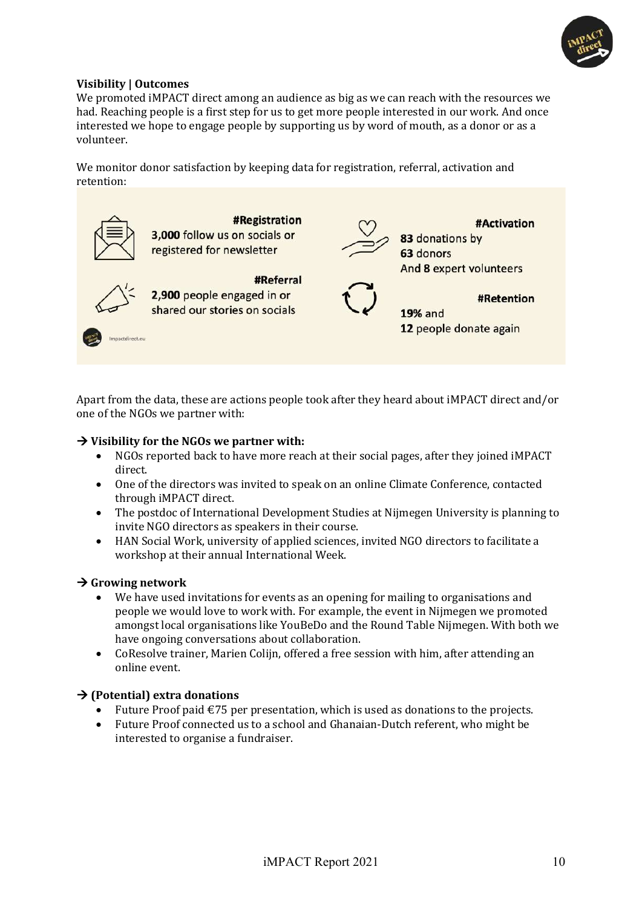**Visibility | Outcomes**

We promoted iMPACT direct among an audience as big as we can reach with the resources we had. Reaching people is a first step for us to get more people interested in our work. And once interested we hope to engage people by supporting us by word of mouth, as a donor or as a volunteer.

We monitor donor satisfaction by keeping data for registration, referral, activation and retention:

**#Registration**
**3,000** follow us on socials or registered for newsletter

**#Referral**
**2,900** people engaged in or shared our stories on socials

**#Activation**
**83** donations by
**63** donors
And **8** expert volunteers

**#Retention**
**19%** and
**12** people donate again

Apart from the data, these are actions people took after they heard about iMPACT direct and/or one of the NGOs we partner with:

**→ Visibility for the NGOs we partner with:**

- NGOs reported back to have more reach at their social pages, after they joined iMPACT direct.
- One of the directors was invited to speak on an online Climate Conference, contacted through iMPACT direct.
- The postdoc of International Development Studies at Nijmegen University is planning to invite NGO directors as speakers in their course.
- HAN Social Work, university of applied sciences, invited NGO directors to facilitate a workshop at their annual International Week.

**→ Growing network**

- We have used invitations for events as an opening for mailing to organisations and people we would love to work with. For example, the event in Nijmegen we promoted amongst local organisations like YouBeDo and the Round Table Nijmegen. With both we have ongoing conversations about collaboration.
- CoResolve trainer, Marien Colijn, offered a free session with him, after attending an online event.

**→ (Potential) extra donations**

- Future Proof paid €75 per presentation, which is used as donations to the projects.
- Future Proof connected us to a school and Ghanaian-Dutch referent, who might be interested to organise a fundraiser.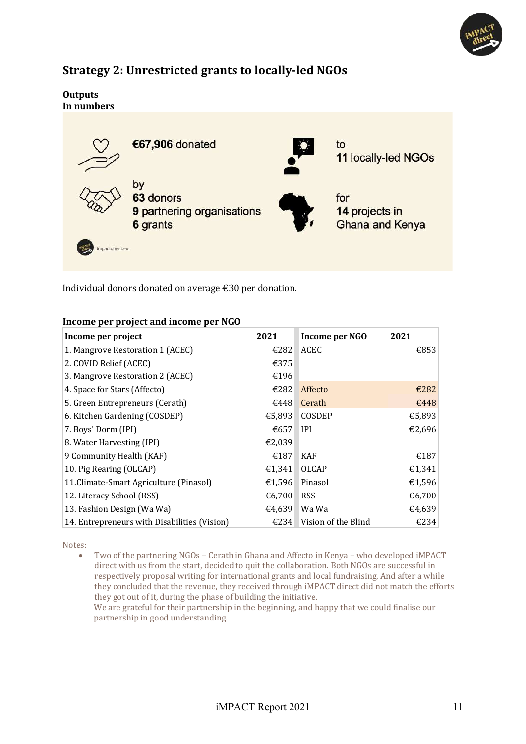## Strategy 2: Unrestricted grants to locally-led NGOs

**Outputs**
**In numbers**

**€67,906** donated

by
**63** donors
**9** partnering organisations
**6** grants

to
**11** locally-led NGOs

for
**14** projects in
Ghana and Kenya

impactdirect.eu

Individual donors donated on average €30 per donation.

**Income per project and income per NGO**

| Income per project | 2021 | Income per NGO | 2021 |
|---|---|---|---|
| 1. Mangrove Restoration 1 (ACEC) | €282 | ACEC | €853 |
| 2. COVID Relief (ACEC) | €375 | | |
| 3. Mangrove Restoration 2 (ACEC) | €196 | | |
| 4. Space for Stars (Affecto) | €282 | Affecto | €282 |
| 5. Green Entrepreneurs (Cerath) | €448 | Cerath | €448 |
| 6. Kitchen Gardening (COSDEP) | €5,893 | COSDEP | €5,893 |
| 7. Boys' Dorm (IPI) | €657 | IPI | €2,696 |
| 8. Water Harvesting (IPI) | €2,039 | | |
| 9 Community Health (KAF) | €187 | KAF | €187 |
| 10. Pig Rearing (OLCAP) | €1,341 | OLCAP | €1,341 |
| 11.Climate-Smart Agriculture (Pinasol) | €1,596 | Pinasol | €1,596 |
| 12. Literacy School (RSS) | €6,700 | RSS | €6,700 |
| 13. Fashion Design (Wa Wa) | €4,639 | Wa Wa | €4,639 |
| 14. Entrepreneurs with Disabilities (Vision) | €234 | Vision of the Blind | €234 |

Notes:

- Two of the partnering NGOs – Cerath in Ghana and Affecto in Kenya – who developed iMPACT direct with us from the start, decided to quit the collaboration. Both NGOs are successful in respectively proposal writing for international grants and local fundraising. And after a while they concluded that the revenue, they received through iMPACT direct did not match the efforts they got out of it, during the phase of building the initiative.
  We are grateful for their partnership in the beginning, and happy that we could finalise our partnership in good understanding.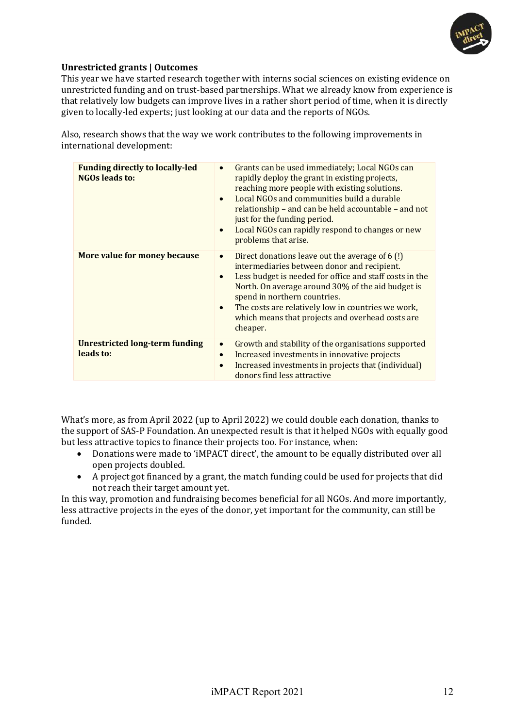**Unrestricted grants | Outcomes**

This year we have started research together with interns social sciences on existing evidence on unrestricted funding and on trust-based partnerships. What we already know from experience is that relatively low budgets can improve lives in a rather short period of time, when it is directly given to locally-led experts; just looking at our data and the reports of NGOs.

Also, research shows that the way we work contributes to the following improvements in international development:

| | |
|---|---|
| **Funding directly to locally-led NGOs leads to:** | • Grants can be used immediately; Local NGOs can rapidly deploy the grant in existing projects, reaching more people with existing solutions.<br>• Local NGOs and communities build a durable relationship – and can be held accountable – and not just for the funding period.<br>• Local NGOs can rapidly respond to changes or new problems that arise. |
| **More value for money because** | • Direct donations leave out the average of 6 (!) intermediaries between donor and recipient.<br>• Less budget is needed for office and staff costs in the North. On average around 30% of the aid budget is spend in northern countries.<br>• The costs are relatively low in countries we work, which means that projects and overhead costs are cheaper. |
| **Unrestricted long-term funding leads to:** | • Growth and stability of the organisations supported<br>• Increased investments in innovative projects<br>• Increased investments in projects that (individual) donors find less attractive |

What's more, as from April 2022 (up to April 2022) we could double each donation, thanks to the support of SAS-P Foundation. An unexpected result is that it helped NGOs with equally good but less attractive topics to finance their projects too. For instance, when:

- Donations were made to 'iMPACT direct', the amount to be equally distributed over all open projects doubled.
- A project got financed by a grant, the match funding could be used for projects that did not reach their target amount yet.

In this way, promotion and fundraising becomes beneficial for all NGOs. And more importantly, less attractive projects in the eyes of the donor, yet important for the community, can still be funded.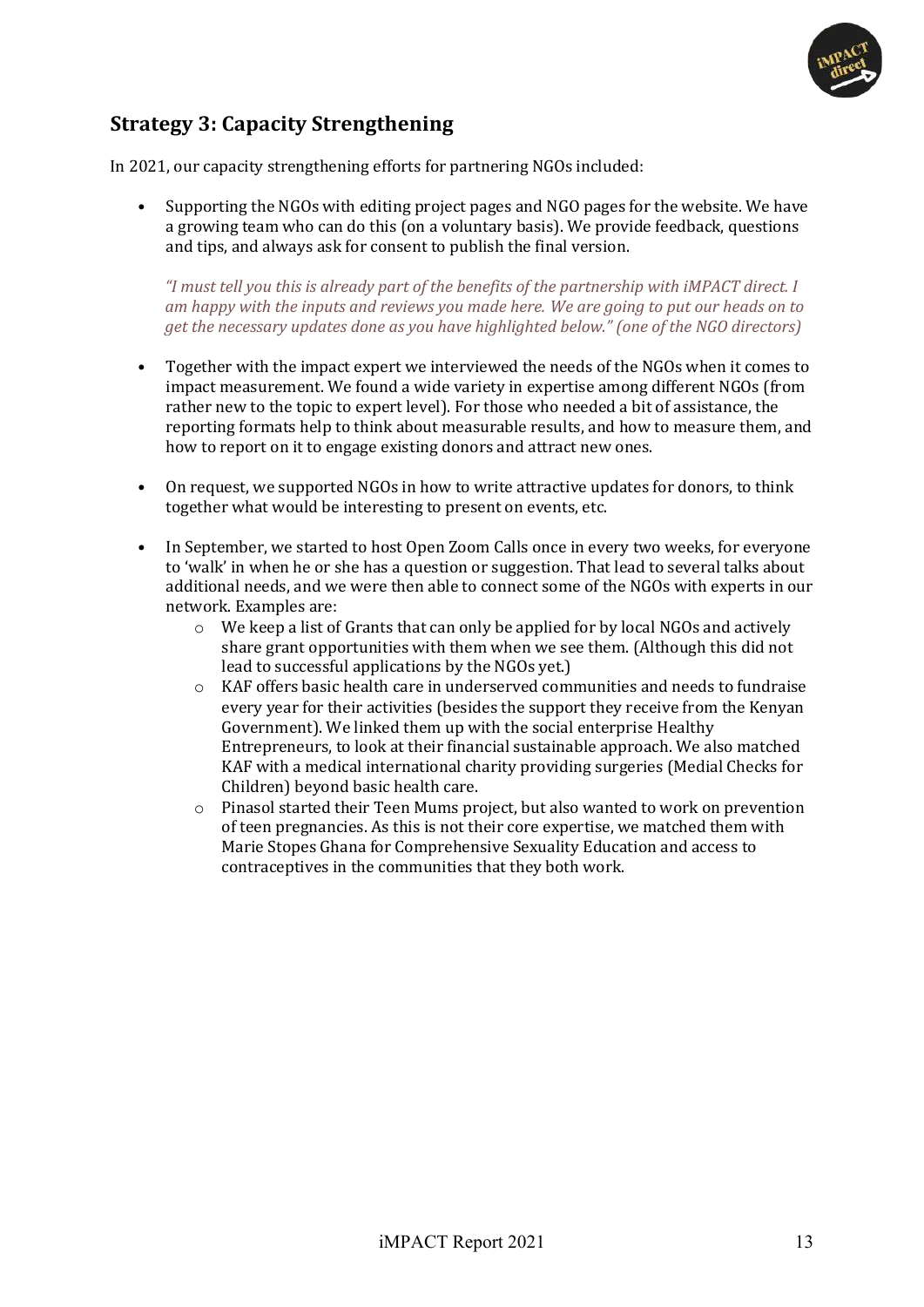## Strategy 3: Capacity Strengthening

In 2021, our capacity strengthening efforts for partnering NGOs included:

- Supporting the NGOs with editing project pages and NGO pages for the website. We have a growing team who can do this (on a voluntary basis). We provide feedback, questions and tips, and always ask for consent to publish the final version.

  *"I must tell you this is already part of the benefits of the partnership with iMPACT direct. I am happy with the inputs and reviews you made here. We are going to put our heads on to get the necessary updates done as you have highlighted below." (one of the NGO directors)*

- Together with the impact expert we interviewed the needs of the NGOs when it comes to impact measurement. We found a wide variety in expertise among different NGOs (from rather new to the topic to expert level). For those who needed a bit of assistance, the reporting formats help to think about measurable results, and how to measure them, and how to report on it to engage existing donors and attract new ones.

- On request, we supported NGOs in how to write attractive updates for donors, to think together what would be interesting to present on events, etc.

- In September, we started to host Open Zoom Calls once in every two weeks, for everyone to 'walk' in when he or she has a question or suggestion. That lead to several talks about additional needs, and we were then able to connect some of the NGOs with experts in our network. Examples are:
  - We keep a list of Grants that can only be applied for by local NGOs and actively share grant opportunities with them when we see them. (Although this did not lead to successful applications by the NGOs yet.)
  - KAF offers basic health care in underserved communities and needs to fundraise every year for their activities (besides the support they receive from the Kenyan Government). We linked them up with the social enterprise Healthy Entrepreneurs, to look at their financial sustainable approach. We also matched KAF with a medical international charity providing surgeries (Medial Checks for Children) beyond basic health care.
  - Pinasol started their Teen Mums project, but also wanted to work on prevention of teen pregnancies. As this is not their core expertise, we matched them with Marie Stopes Ghana for Comprehensive Sexuality Education and access to contraceptives in the communities that they both work.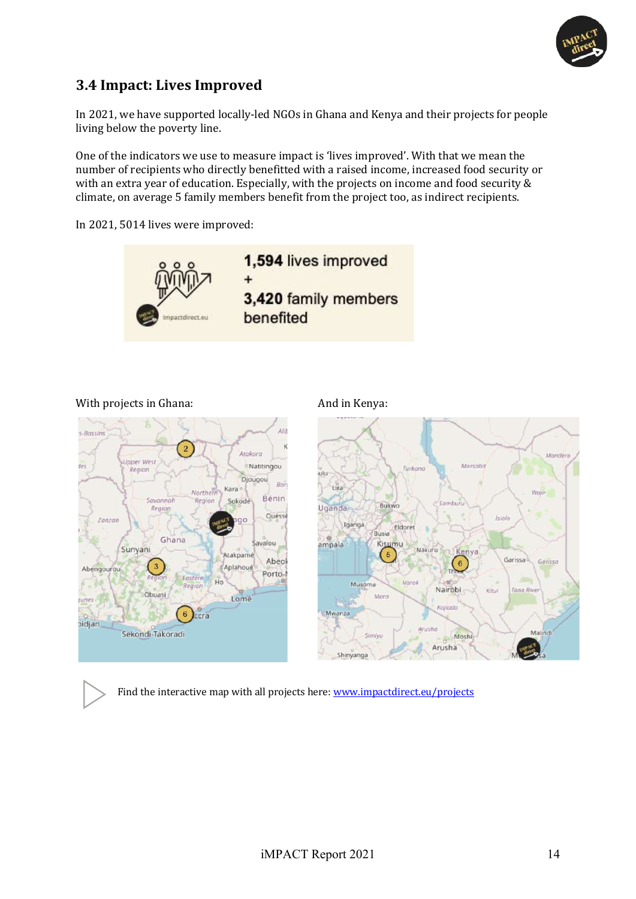### 3.4 Impact: Lives Improved

In 2021, we have supported locally-led NGOs in Ghana and Kenya and their projects for people living below the poverty line.

One of the indicators we use to measure impact is 'lives improved'. With that we mean the number of recipients who directly benefitted with a raised income, increased food security or with an extra year of education. Especially, with the projects on income and food security & climate, on average 5 family members benefit from the project too, as indirect recipients.

In 2021, 5014 lives were improved:

**1,594** lives improved
+
**3,420** family members benefited

With projects in Ghana:

And in Kenya:

Find the interactive map with all projects here: [www.impactdirect.eu/projects](www.impactdirect.eu/projects)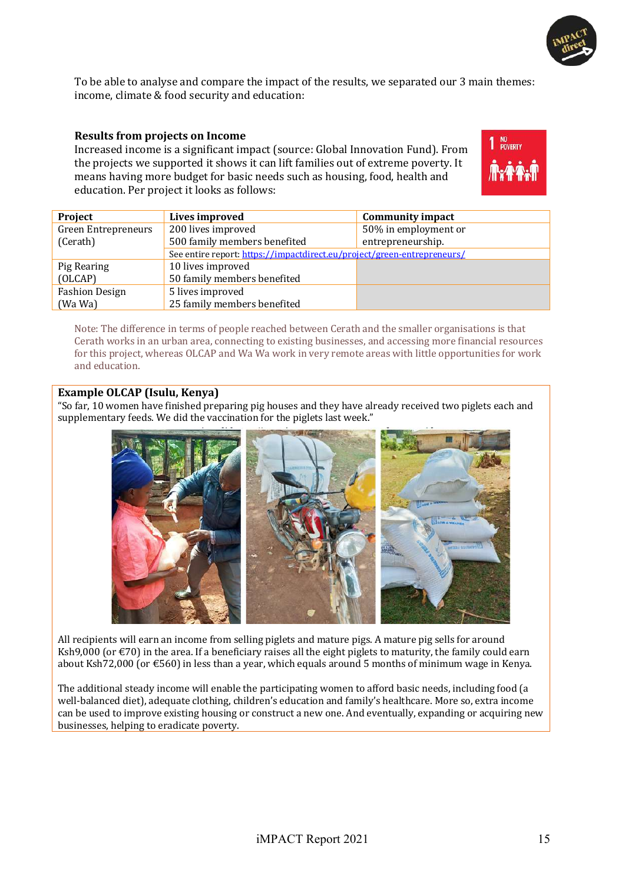To be able to analyse and compare the impact of the results, we separated our 3 main themes: income, climate & food security and education:

**Results from projects on Income**

Increased income is a significant impact (source: Global Innovation Fund). From the projects we supported it shows it can lift families out of extreme poverty. It means having more budget for basic needs such as housing, food, health and education. Per project it looks as follows:

| Project | Lives improved | Community impact |
|---|---|---|
| Green Entrepreneurs (Cerath) | 200 lives improved<br>500 family members benefited | 50% in employment or entrepreneurship. |
| | See entire report: https://impactdirect.eu/project/green-entrepreneurs/ | |
| Pig Rearing (OLCAP) | 10 lives improved<br>50 family members benefited | |
| Fashion Design (Wa Wa) | 5 lives improved<br>25 family members benefited | |

Note: The difference in terms of people reached between Cerath and the smaller organisations is that Cerath works in an urban area, connecting to existing businesses, and accessing more financial resources for this project, whereas OLCAP and Wa Wa work in very remote areas with little opportunities for work and education.

**Example OLCAP (Isulu, Kenya)**

"So far, 10 women have finished preparing pig houses and they have already received two piglets each and supplementary feeds. We did the vaccination for the piglets last week."

All recipients will earn an income from selling piglets and mature pigs. A mature pig sells for around Ksh9,000 (or €70) in the area. If a beneficiary raises all the eight piglets to maturity, the family could earn about Ksh72,000 (or €560) in less than a year, which equals around 5 months of minimum wage in Kenya.

The additional steady income will enable the participating women to afford basic needs, including food (a well-balanced diet), adequate clothing, children's education and family's healthcare. More so, extra income can be used to improve existing housing or construct a new one. And eventually, expanding or acquiring new businesses, helping to eradicate poverty.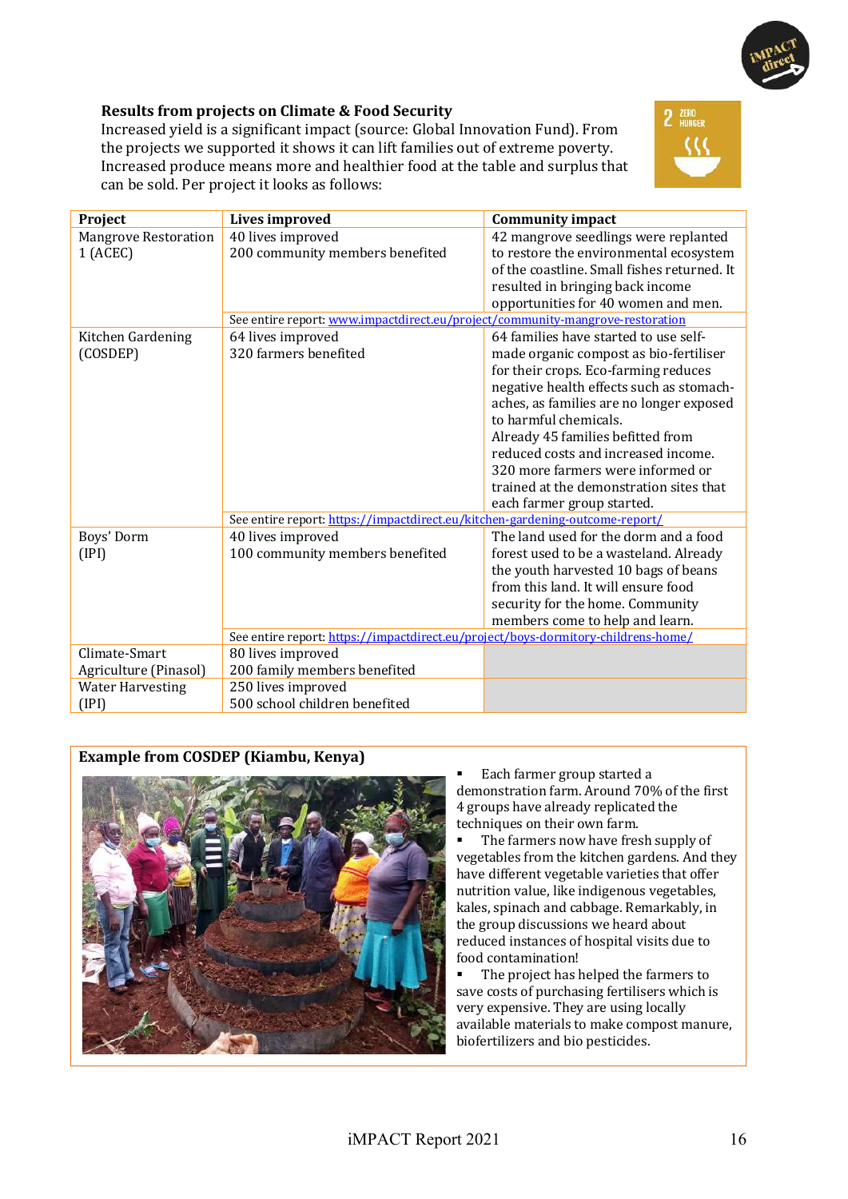## Results from projects on Climate & Food Security

Increased yield is a significant impact (source: Global Innovation Fund). From the projects we supported it shows it can lift families out of extreme poverty. Increased produce means more and healthier food at the table and surplus that can be sold. Per project it looks as follows:

| Project | Lives improved | Community impact |
|---|---|---|
| Mangrove Restoration 1 (ACEC) | 40 lives improved<br>200 community members benefited | 42 mangrove seedlings were replanted to restore the environmental ecosystem of the coastline. Small fishes returned. It resulted in bringing back income opportunities for 40 women and men. |
| | See entire report: www.impactdirect.eu/project/community-mangrove-restoration | |
| Kitchen Gardening (COSDEP) | 64 lives improved<br>320 farmers benefited | 64 families have started to use self-made organic compost as bio-fertiliser for their crops. Eco-farming reduces negative health effects such as stomach-aches, as families are no longer exposed to harmful chemicals.<br>Already 45 families befitted from reduced costs and increased income. 320 more farmers were informed or trained at the demonstration sites that each farmer group started. |
| | See entire report: https://impactdirect.eu/kitchen-gardening-outcome-report/ | |
| Boys' Dorm (IPI) | 40 lives improved<br>100 community members benefited | The land used for the dorm and a food forest used to be a wasteland. Already the youth harvested 10 bags of beans from this land. It will ensure food security for the home. Community members come to help and learn. |
| | See entire report: https://impactdirect.eu/project/boys-dormitory-childrens-home/ | |
| Climate-Smart Agriculture (Pinasol) | 80 lives improved<br>200 family members benefited | |
| Water Harvesting (IPI) | 250 lives improved<br>500 school children benefited | |

### Example from COSDEP (Kiambu, Kenya)

- Each farmer group started a demonstration farm. Around 70% of the first 4 groups have already replicated the techniques on their own farm.
- The farmers now have fresh supply of vegetables from the kitchen gardens. And they have different vegetable varieties that offer nutrition value, like indigenous vegetables, kales, spinach and cabbage. Remarkably, in the group discussions we heard about reduced instances of hospital visits due to food contamination!
- The project has helped the farmers to save costs of purchasing fertilisers which is very expensive. They are using locally available materials to make compost manure, biofertilizers and bio pesticides.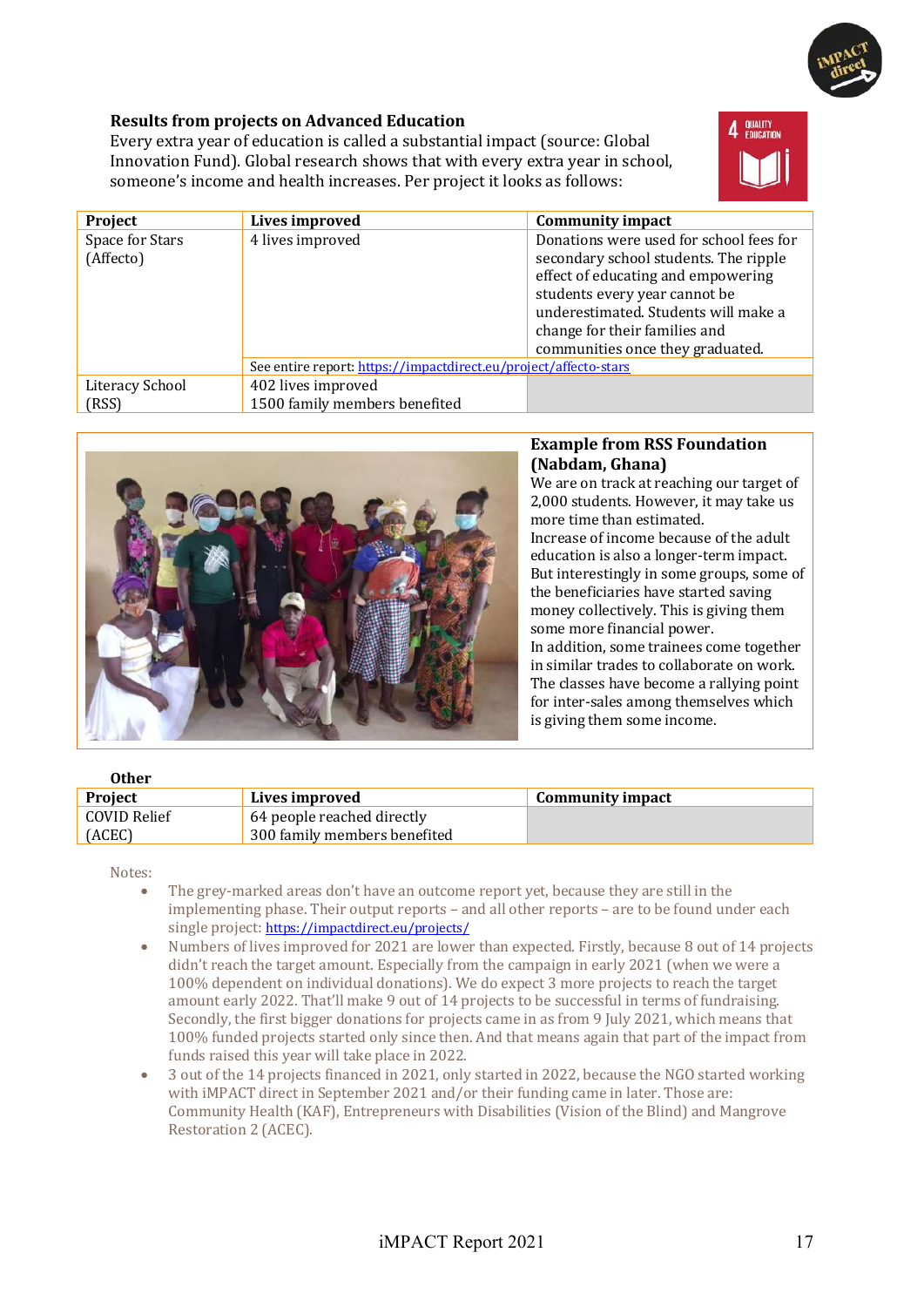### Results from projects on Advanced Education

Every extra year of education is called a substantial impact (source: Global Innovation Fund). Global research shows that with every extra year in school, someone's income and health increases. Per project it looks as follows:

| Project | Lives improved | Community impact |
|---|---|---|
| Space for Stars (Affecto) | 4 lives improved | Donations were used for school fees for secondary school students. The ripple effect of educating and empowering students every year cannot be underestimated. Students will make a change for their families and communities once they graduated. |
| | See entire report: https://impactdirect.eu/project/affecto-stars | |
| Literacy School (RSS) | 402 lives improved<br>1500 family members benefited | |

### Example from RSS Foundation (Nabdam, Ghana)

We are on track at reaching our target of 2,000 students. However, it may take us more time than estimated.
Increase of income because of the adult education is also a longer-term impact. But interestingly in some groups, some of the beneficiaries have started saving money collectively. This is giving them some more financial power.
In addition, some trainees come together in similar trades to collaborate on work. The classes have become a rallying point for inter-sales among themselves which is giving them some income.

**Other**

| Project | Lives improved | Community impact |
|---|---|---|
| COVID Relief (ACEC) | 64 people reached directly<br>300 family members benefited | |

Notes:

- The grey-marked areas don't have an outcome report yet, because they are still in the implementing phase. Their output reports – and all other reports – are to be found under each single project: https://impactdirect.eu/projects/
- Numbers of lives improved for 2021 are lower than expected. Firstly, because 8 out of 14 projects didn't reach the target amount. Especially from the campaign in early 2021 (when we were a 100% dependent on individual donations). We do expect 3 more projects to reach the target amount early 2022. That'll make 9 out of 14 projects to be successful in terms of fundraising. Secondly, the first bigger donations for projects came in as from 9 July 2021, which means that 100% funded projects started only since then. And that means again that part of the impact from funds raised this year will take place in 2022.
- 3 out of the 14 projects financed in 2021, only started in 2022, because the NGO started working with iMPACT direct in September 2021 and/or their funding came in later. Those are: Community Health (KAF), Entrepreneurs with Disabilities (Vision of the Blind) and Mangrove Restoration 2 (ACEC).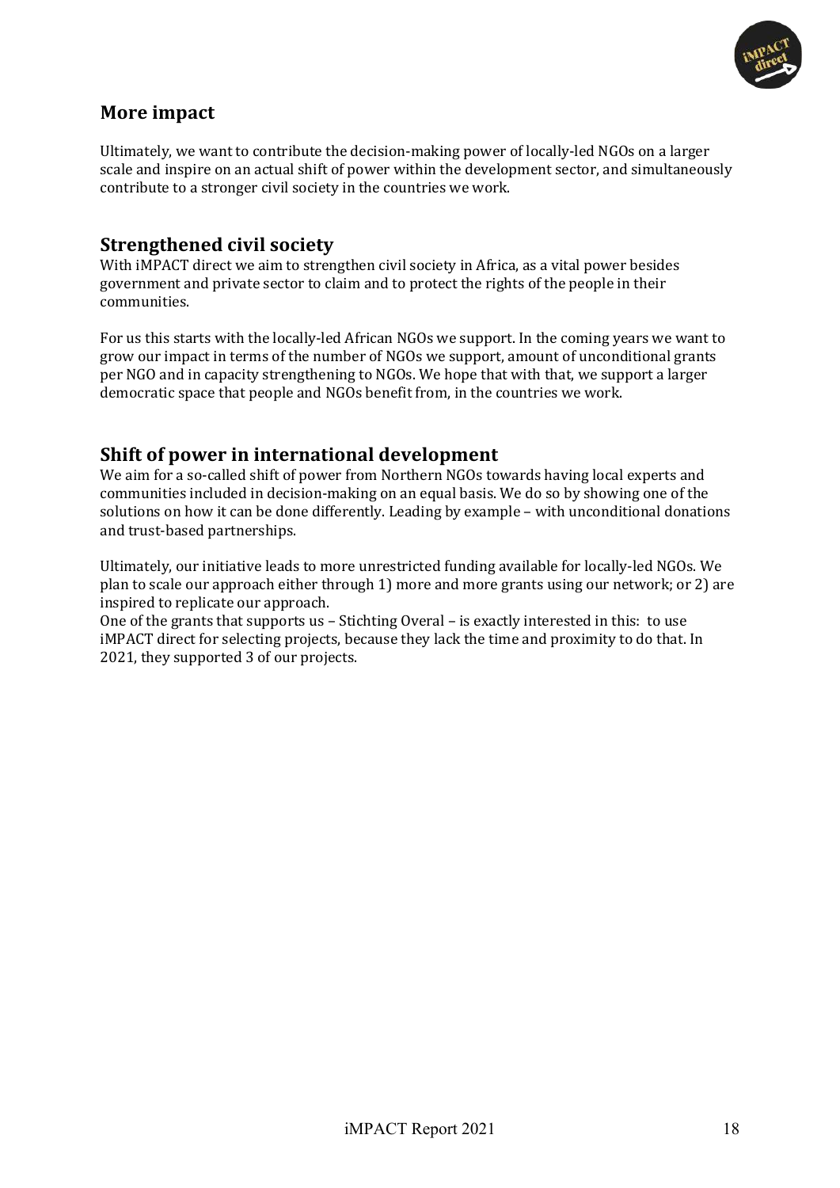## More impact

Ultimately, we want to contribute the decision-making power of locally-led NGOs on a larger scale and inspire on an actual shift of power within the development sector, and simultaneously contribute to a stronger civil society in the countries we work.

## Strengthened civil society

With iMPACT direct we aim to strengthen civil society in Africa, as a vital power besides government and private sector to claim and to protect the rights of the people in their communities.

For us this starts with the locally-led African NGOs we support. In the coming years we want to grow our impact in terms of the number of NGOs we support, amount of unconditional grants per NGO and in capacity strengthening to NGOs. We hope that with that, we support a larger democratic space that people and NGOs benefit from, in the countries we work.

## Shift of power in international development

We aim for a so-called shift of power from Northern NGOs towards having local experts and communities included in decision-making on an equal basis. We do so by showing one of the solutions on how it can be done differently. Leading by example – with unconditional donations and trust-based partnerships.

Ultimately, our initiative leads to more unrestricted funding available for locally-led NGOs. We plan to scale our approach either through 1) more and more grants using our network; or 2) are inspired to replicate our approach.
One of the grants that supports us – Stichting Overal – is exactly interested in this: to use iMPACT direct for selecting projects, because they lack the time and proximity to do that. In 2021, they supported 3 of our projects.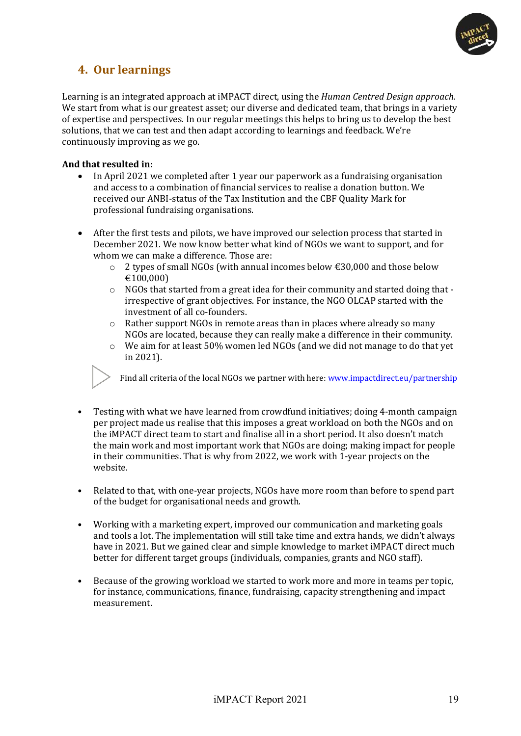## 4. Our learnings

Learning is an integrated approach at iMPACT direct, using the *Human Centred Design approach.* We start from what is our greatest asset; our diverse and dedicated team, that brings in a variety of expertise and perspectives. In our regular meetings this helps to bring us to develop the best solutions, that we can test and then adapt according to learnings and feedback. We're continuously improving as we go.

**And that resulted in:**

- In April 2021 we completed after 1 year our paperwork as a fundraising organisation and access to a combination of financial services to realise a donation button. We received our ANBI-status of the Tax Institution and the CBF Quality Mark for professional fundraising organisations.

- After the first tests and pilots, we have improved our selection process that started in December 2021. We now know better what kind of NGOs we want to support, and for whom we can make a difference. Those are:
    - 2 types of small NGOs (with annual incomes below €30,000 and those below €100,000)
    - NGOs that started from a great idea for their community and started doing that - irrespective of grant objectives. For instance, the NGO OLCAP started with the investment of all co-founders.
    - Rather support NGOs in remote areas than in places where already so many NGOs are located, because they can really make a difference in their community.
    - We aim for at least 50% women led NGOs (and we did not manage to do that yet in 2021).

  Find all criteria of the local NGOs we partner with here: www.impactdirect.eu/partnership

- Testing with what we have learned from crowdfund initiatives; doing 4-month campaign per project made us realise that this imposes a great workload on both the NGOs and on the iMPACT direct team to start and finalise all in a short period. It also doesn't match the main work and most important work that NGOs are doing; making impact for people in their communities. That is why from 2022, we work with 1-year projects on the website.

- Related to that, with one-year projects, NGOs have more room than before to spend part of the budget for organisational needs and growth.

- Working with a marketing expert, improved our communication and marketing goals and tools a lot. The implementation will still take time and extra hands, we didn't always have in 2021. But we gained clear and simple knowledge to market iMPACT direct much better for different target groups (individuals, companies, grants and NGO staff).

- Because of the growing workload we started to work more and more in teams per topic, for instance, communications, finance, fundraising, capacity strengthening and impact measurement.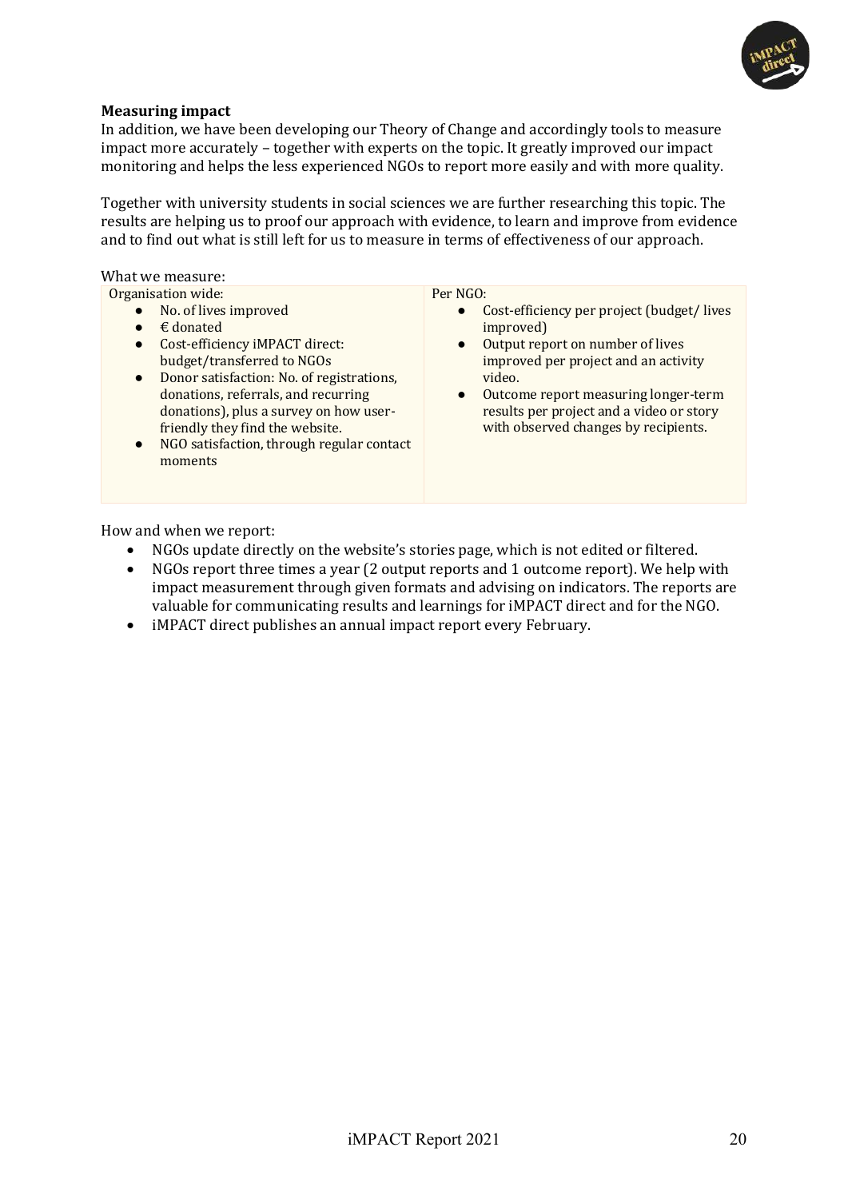**Measuring impact**

In addition, we have been developing our Theory of Change and accordingly tools to measure impact more accurately – together with experts on the topic. It greatly improved our impact monitoring and helps the less experienced NGOs to report more easily and with more quality.

Together with university students in social sciences we are further researching this topic. The results are helping us to proof our approach with evidence, to learn and improve from evidence and to find out what is still left for us to measure in terms of effectiveness of our approach.

What we measure:

| Organisation wide: | Per NGO: |
| --- | --- |
| • No. of lives improved<br>• € donated<br>• Cost-efficiency iMPACT direct: budget/transferred to NGOs<br>• Donor satisfaction: No. of registrations, donations, referrals, and recurring donations), plus a survey on how user-friendly they find the website.<br>• NGO satisfaction, through regular contact moments | • Cost-efficiency per project (budget/ lives improved)<br>• Output report on number of lives improved per project and an activity video.<br>• Outcome report measuring longer-term results per project and a video or story with observed changes by recipients. |

How and when we report:

- NGOs update directly on the website's stories page, which is not edited or filtered.
- NGOs report three times a year (2 output reports and 1 outcome report). We help with impact measurement through given formats and advising on indicators. The reports are valuable for communicating results and learnings for iMPACT direct and for the NGO.
- iMPACT direct publishes an annual impact report every February.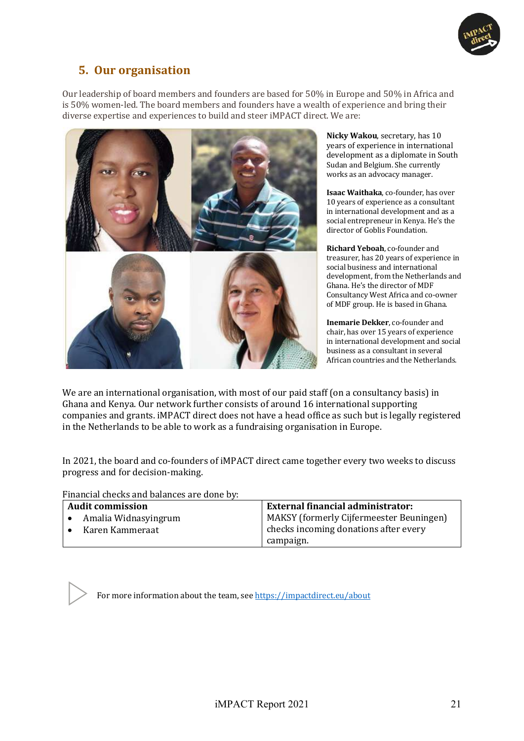## 5. Our organisation

Our leadership of board members and founders are based for 50% in Europe and 50% in Africa and is 50% women-led. The board members and founders have a wealth of experience and bring their diverse expertise and experiences to build and steer iMPACT direct. We are:

**Nicky Wakou**, secretary, has 10 years of experience in international development as a diplomate in South Sudan and Belgium. She currently works as an advocacy manager.

**Isaac Waithaka**, co-founder, has over 10 years of experience as a consultant in international development and as a social entrepreneur in Kenya. He's the director of Goblis Foundation.

**Richard Yeboah**, co-founder and treasurer, has 20 years of experience in social business and international development, from the Netherlands and Ghana. He's the director of MDF Consultancy West Africa and co-owner of MDF group. He is based in Ghana.

**Inemarie Dekker**, co-founder and chair, has over 15 years of experience in international development and social business as a consultant in several African countries and the Netherlands.

We are an international organisation, with most of our paid staff (on a consultancy basis) in Ghana and Kenya. Our network further consists of around 16 international supporting companies and grants. iMPACT direct does not have a head office as such but is legally registered in the Netherlands to be able to work as a fundraising organisation in Europe.

In 2021, the board and co-founders of iMPACT direct came together every two weeks to discuss progress and for decision-making.

Financial checks and balances are done by:

| Audit commission | External financial administrator: |
|---|---|
| • Amalia Widnasyingrum<br>• Karen Kammeraat | MAKSY (formerly Cijfermeester Beuningen) checks incoming donations after every campaign. |

For more information about the team, see https://impactdirect.eu/about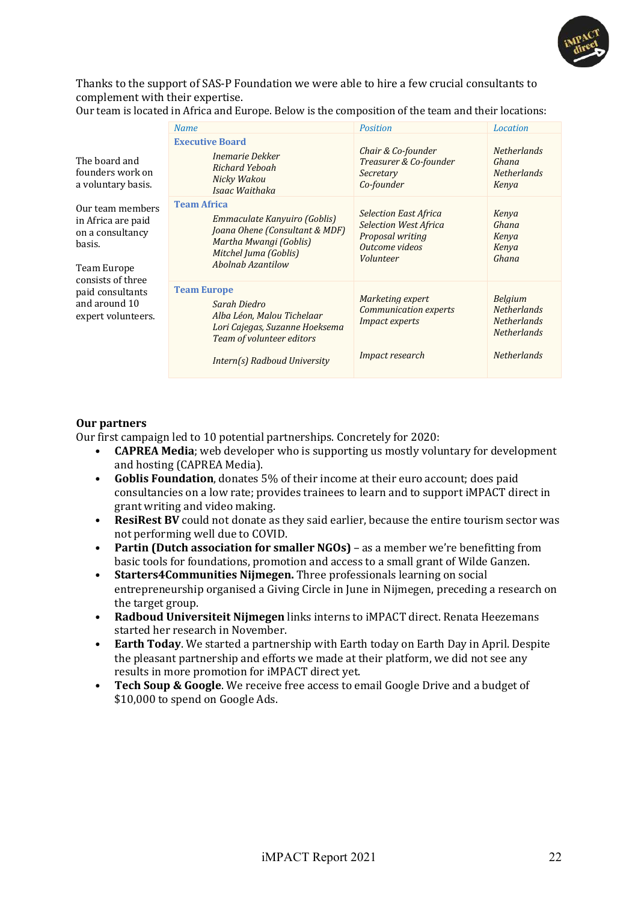Thanks to the support of SAS-P Foundation we were able to hire a few crucial consultants to complement with their expertise.
Our team is located in Africa and Europe. Below is the composition of the team and their locations:

The board and founders work on a voluntary basis.

Our team members in Africa are paid on a consultancy basis.

Team Europe consists of three paid consultants and around 10 expert volunteers.

| *Name* | *Position* | *Location* |
|---|---|---|
| **Executive Board** | | |
| *Inemarie Dekker* | *Chair & Co-founder* | *Netherlands* |
| *Richard Yeboah* | *Treasurer & Co-founder* | *Ghana* |
| *Nicky Wakou* | *Secretary* | *Netherlands* |
| *Isaac Waithaka* | *Co-founder* | *Kenya* |
| **Team Africa** | | |
| *Emmaculate Kanyuiro (Goblis)* | *Selection East Africa* | *Kenya* |
| *Joana Ohene (Consultant & MDF)* | *Selection West Africa* | *Ghana* |
| *Martha Mwangi (Goblis)* | *Proposal writing* | *Kenya* |
| *Mitchel Juma (Goblis)* | *Outcome videos* | *Kenya* |
| *Abolnab Azantilow* | *Volunteer* | *Ghana* |
| **Team Europe** | | |
| *Sarah Diedro* | *Marketing expert* | *Belgium* |
| *Alba Léon, Malou Tichelaar* | *Communication experts* | *Netherlands* |
| *Lori Cajegas, Suzanne Hoeksema* | *Impact experts* | *Netherlands* |
| *Team of volunteer editors* | | *Netherlands* |
| *Intern(s) Radboud University* | *Impact research* | *Netherlands* |

**Our partners**

Our first campaign led to 10 potential partnerships. Concretely for 2020:

- **CAPREA Media**; web developer who is supporting us mostly voluntary for development and hosting (CAPREA Media).
- **Goblis Foundation**, donates 5% of their income at their euro account; does paid consultancies on a low rate; provides trainees to learn and to support iMPACT direct in grant writing and video making.
- **ResiRest BV** could not donate as they said earlier, because the entire tourism sector was not performing well due to COVID.
- **Partin (Dutch association for smaller NGOs)** – as a member we're benefitting from basic tools for foundations, promotion and access to a small grant of Wilde Ganzen.
- **Starters4Communities Nijmegen.** Three professionals learning on social entrepreneurship organised a Giving Circle in June in Nijmegen, preceding a research on the target group.
- **Radboud Universiteit Nijmegen** links interns to iMPACT direct. Renata Heezemans started her research in November.
- **Earth Today**. We started a partnership with Earth today on Earth Day in April. Despite the pleasant partnership and efforts we made at their platform, we did not see any results in more promotion for iMPACT direct yet.
- **Tech Soup & Google**. We receive free access to email Google Drive and a budget of $10,000 to spend on Google Ads.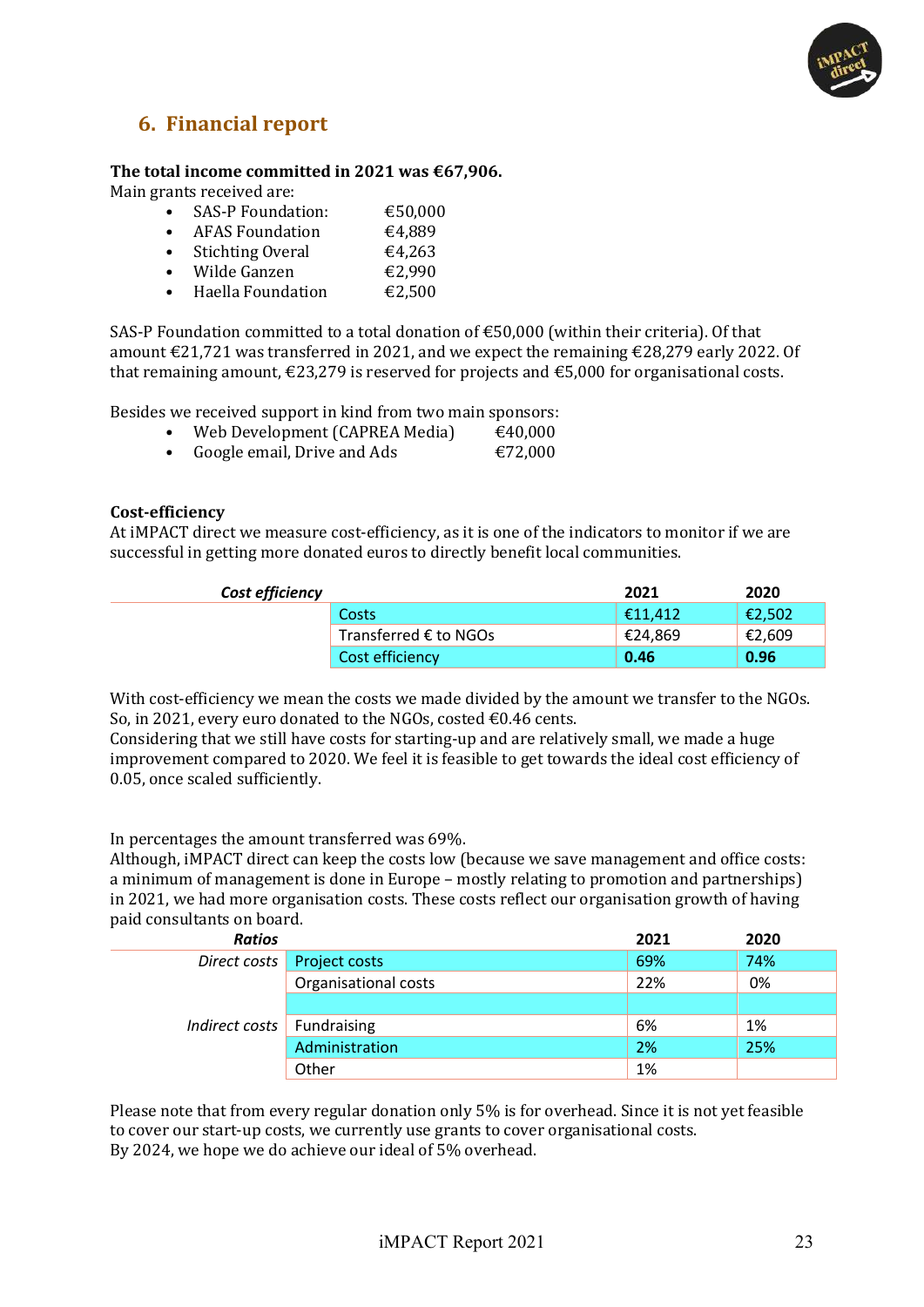## 6. Financial report

**The total income committed in 2021 was €67,906.**

Main grants received are:

- SAS-P Foundation: €50,000
- AFAS Foundation €4,889
- Stichting Overal €4,263
- Wilde Ganzen €2,990
- Haella Foundation €2,500

SAS-P Foundation committed to a total donation of €50,000 (within their criteria). Of that amount €21,721 was transferred in 2021, and we expect the remaining €28,279 early 2022. Of that remaining amount, €23,279 is reserved for projects and €5,000 for organisational costs.

Besides we received support in kind from two main sponsors:

- Web Development (CAPREA Media) €40,000
- Google email, Drive and Ads €72,000

**Cost-efficiency**

At iMPACT direct we measure cost-efficiency, as it is one of the indicators to monitor if we are successful in getting more donated euros to directly benefit local communities.

| *Cost efficiency* | | 2021 | 2020 |
|---|---|---|---|
| | Costs | €11,412 | €2,502 |
| | Transferred € to NGOs | €24,869 | €2,609 |
| | Cost efficiency | **0.46** | **0.96** |

With cost-efficiency we mean the costs we made divided by the amount we transfer to the NGOs. So, in 2021, every euro donated to the NGOs, costed €0.46 cents.

Considering that we still have costs for starting-up and are relatively small, we made a huge improvement compared to 2020. We feel it is feasible to get towards the ideal cost efficiency of 0.05, once scaled sufficiently.

In percentages the amount transferred was 69%.

Although, iMPACT direct can keep the costs low (because we save management and office costs: a minimum of management is done in Europe – mostly relating to promotion and partnerships) in 2021, we had more organisation costs. These costs reflect our organisation growth of having paid consultants on board.

| *Ratios* | | 2021 | 2020 |
|---|---|---|---|
| *Direct costs* | Project costs | 69% | 74% |
| | Organisational costs | 22% | 0% |
| | | | |
| *Indirect costs* | Fundraising | 6% | 1% |
| | Administration | 2% | 25% |
| | Other | 1% | |

Please note that from every regular donation only 5% is for overhead. Since it is not yet feasible to cover our start-up costs, we currently use grants to cover organisational costs.

By 2024, we hope we do achieve our ideal of 5% overhead.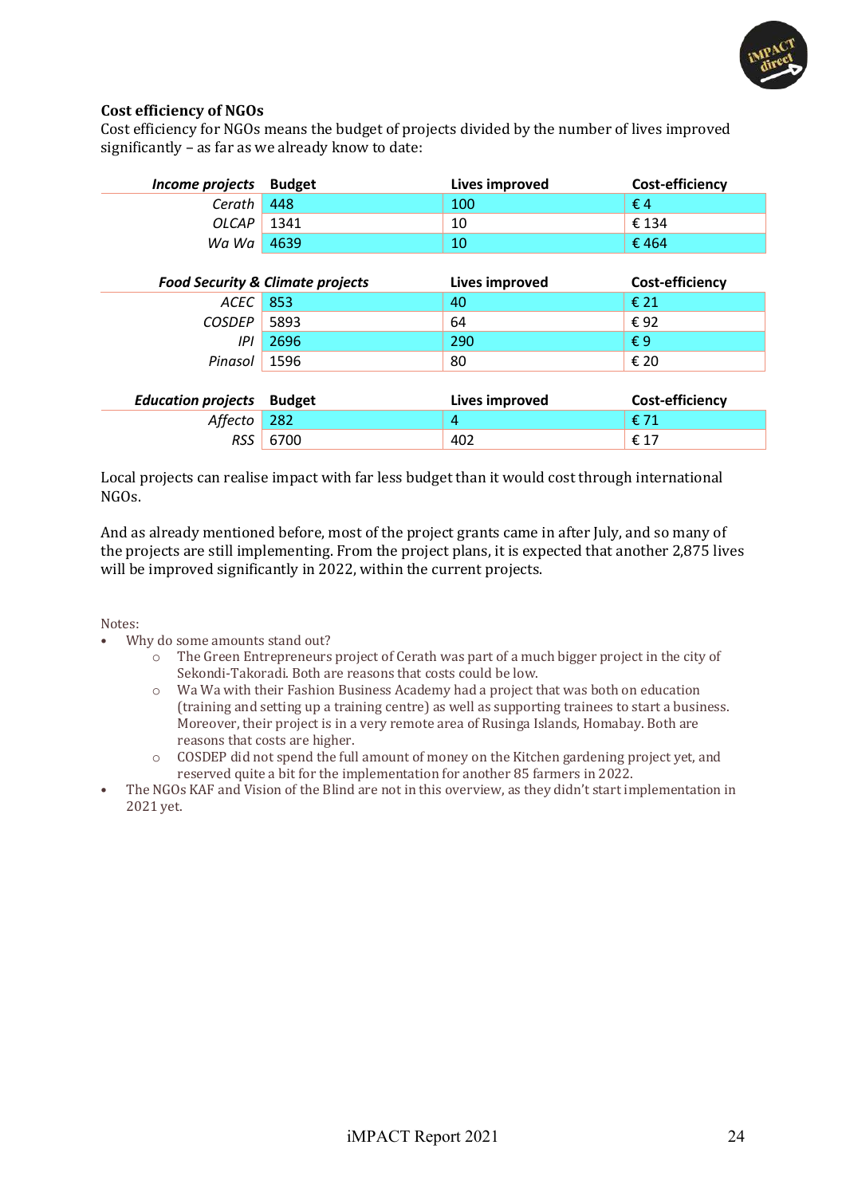**Cost efficiency of NGOs**

Cost efficiency for NGOs means the budget of projects divided by the number of lives improved significantly – as far as we already know to date:

| *Income projects* | Budget | Lives improved | Cost-efficiency |
|---:|---|---|---|
| *Cerath* | 448 | 100 | € 4 |
| *OLCAP* | 1341 | 10 | € 134 |
| *Wa Wa* | 4639 | 10 | € 464 |

| *Food Security & Climate projects* | | Lives improved | Cost-efficiency |
|---:|---|---|---|
| *ACEC* | 853 | 40 | € 21 |
| *COSDEP* | 5893 | 64 | € 92 |
| *IPI* | 2696 | 290 | € 9 |
| *Pinasol* | 1596 | 80 | € 20 |

| *Education projects* | Budget | Lives improved | Cost-efficiency |
|---:|---|---|---|
| *Affecto* | 282 | 4 | € 71 |
| *RSS* | 6700 | 402 | € 17 |

Local projects can realise impact with far less budget than it would cost through international NGOs.

And as already mentioned before, most of the project grants came in after July, and so many of the projects are still implementing. From the project plans, it is expected that another 2,875 lives will be improved significantly in 2022, within the current projects.

Notes:

- Why do some amounts stand out?
  - The Green Entrepreneurs project of Cerath was part of a much bigger project in the city of Sekondi-Takoradi. Both are reasons that costs could be low.
  - Wa Wa with their Fashion Business Academy had a project that was both on education (training and setting up a training centre) as well as supporting trainees to start a business. Moreover, their project is in a very remote area of Rusinga Islands, Homabay. Both are reasons that costs are higher.
  - COSDEP did not spend the full amount of money on the Kitchen gardening project yet, and reserved quite a bit for the implementation for another 85 farmers in 2022.
- The NGOs KAF and Vision of the Blind are not in this overview, as they didn't start implementation in 2021 yet.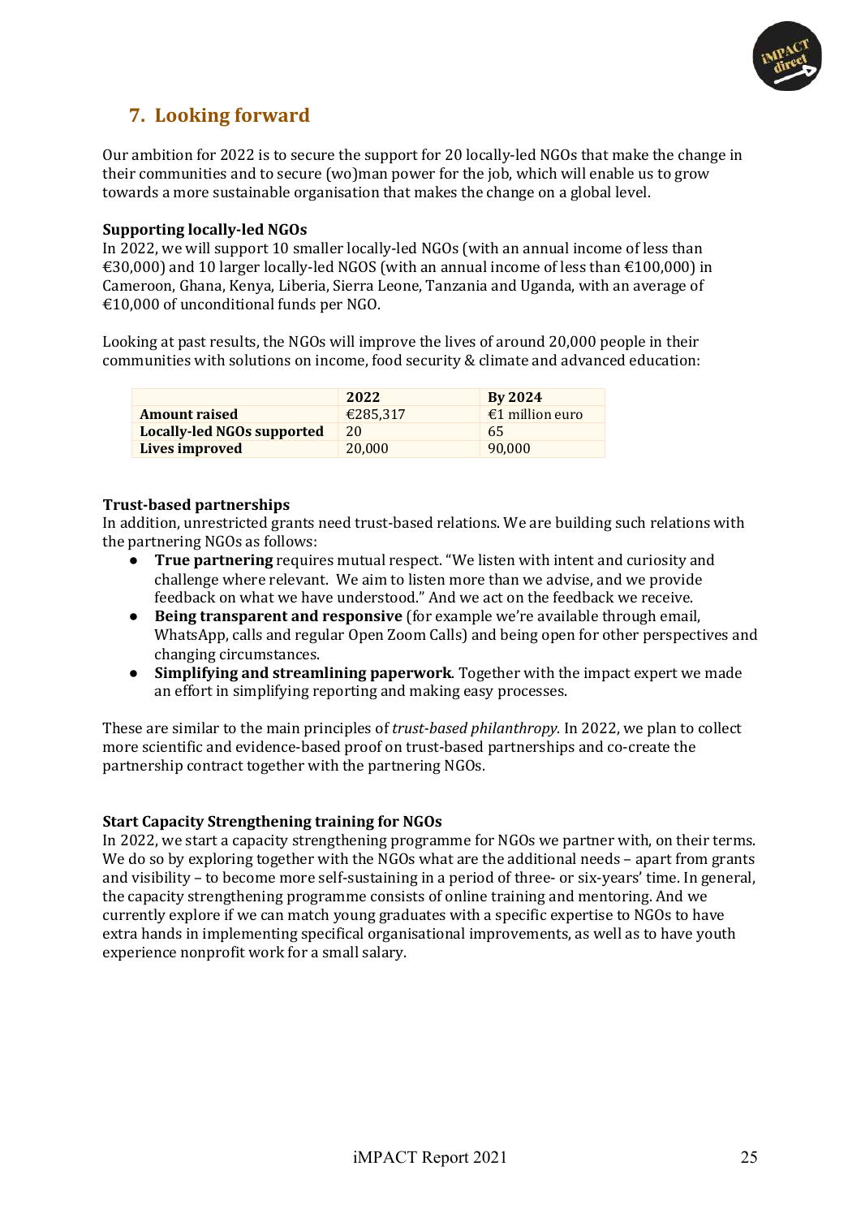## 7. Looking forward

Our ambition for 2022 is to secure the support for 20 locally-led NGOs that make the change in their communities and to secure (wo)man power for the job, which will enable us to grow towards a more sustainable organisation that makes the change on a global level.

**Supporting locally-led NGOs**
In 2022, we will support 10 smaller locally-led NGOs (with an annual income of less than €30,000) and 10 larger locally-led NGOS (with an annual income of less than €100,000) in Cameroon, Ghana, Kenya, Liberia, Sierra Leone, Tanzania and Uganda, with an average of €10,000 of unconditional funds per NGO.

Looking at past results, the NGOs will improve the lives of around 20,000 people in their communities with solutions on income, food security & climate and advanced education:

| | 2022 | By 2024 |
|---|---|---|
| **Amount raised** | €285,317 | €1 million euro |
| **Locally-led NGOs supported** | 20 | 65 |
| **Lives improved** | 20,000 | 90,000 |

**Trust-based partnerships**
In addition, unrestricted grants need trust-based relations. We are building such relations with the partnering NGOs as follows:

- **True partnering** requires mutual respect. "We listen with intent and curiosity and challenge where relevant. We aim to listen more than we advise, and we provide feedback on what we have understood." And we act on the feedback we receive.
- **Being transparent and responsive** (for example we're available through email, WhatsApp, calls and regular Open Zoom Calls) and being open for other perspectives and changing circumstances.
- **Simplifying and streamlining paperwork**. Together with the impact expert we made an effort in simplifying reporting and making easy processes.

These are similar to the main principles of *trust-based philanthropy*. In 2022, we plan to collect more scientific and evidence-based proof on trust-based partnerships and co-create the partnership contract together with the partnering NGOs.

**Start Capacity Strengthening training for NGOs**
In 2022, we start a capacity strengthening programme for NGOs we partner with, on their terms. We do so by exploring together with the NGOs what are the additional needs – apart from grants and visibility – to become more self-sustaining in a period of three- or six-years' time. In general, the capacity strengthening programme consists of online training and mentoring. And we currently explore if we can match young graduates with a specific expertise to NGOs to have extra hands in implementing specifical organisational improvements, as well as to have youth experience nonprofit work for a small salary.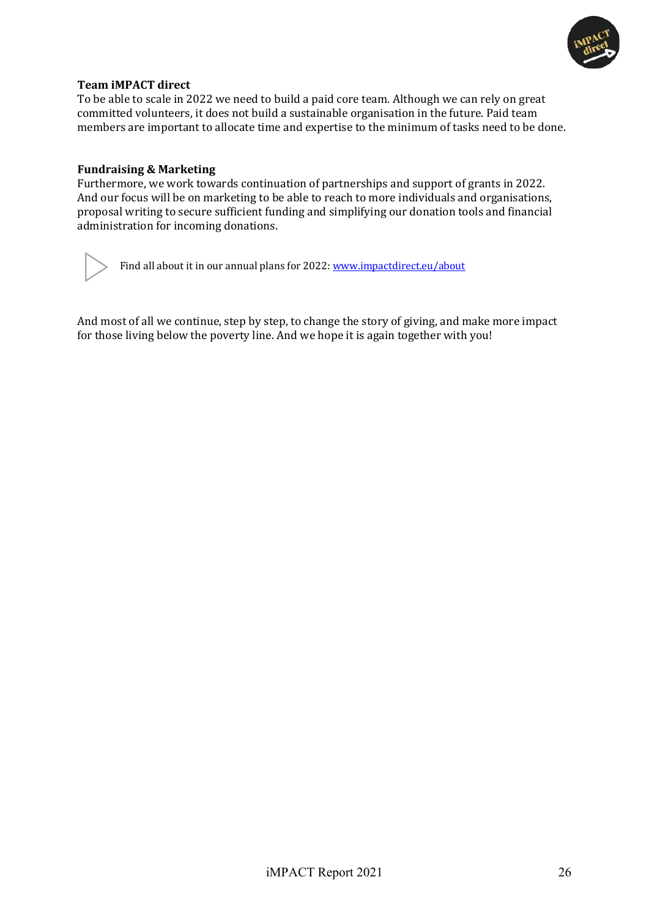**Team iMPACT direct**

To be able to scale in 2022 we need to build a paid core team. Although we can rely on great committed volunteers, it does not build a sustainable organisation in the future. Paid team members are important to allocate time and expertise to the minimum of tasks need to be done.

**Fundraising & Marketing**

Furthermore, we work towards continuation of partnerships and support of grants in 2022. And our focus will be on marketing to be able to reach to more individuals and organisations, proposal writing to secure sufficient funding and simplifying our donation tools and financial administration for incoming donations.

Find all about it in our annual plans for 2022: www.impactdirect.eu/about

And most of all we continue, step by step, to change the story of giving, and make more impact for those living below the poverty line. And we hope it is again together with you!